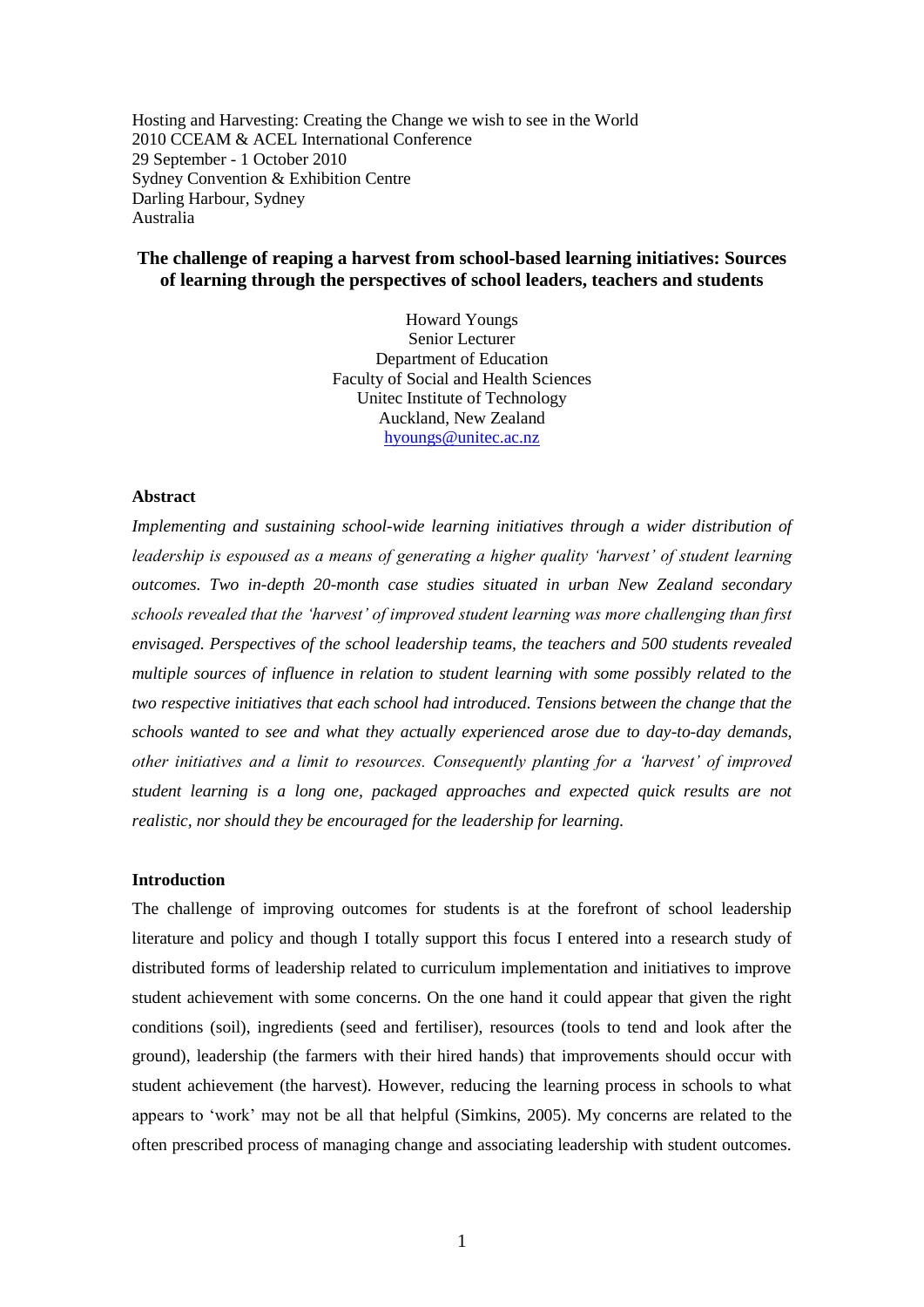Hosting and Harvesting: Creating the Change we wish to see in the World
2010 CCEAM & ACEL International Conference
29 September - 1 October 2010
Sydney Convention & Exhibition Centre
Darling Harbour, Sydney
Australia

# The challenge of reaping a harvest from school-based learning initiatives: Sources of learning through the perspectives of school leaders, teachers and students

Howard Youngs
Senior Lecturer
Department of Education
Faculty of Social and Health Sciences
Unitec Institute of Technology
Auckland, New Zealand
hyoungs@unitec.ac.nz

## Abstract

*Implementing and sustaining school-wide learning initiatives through a wider distribution of leadership is espoused as a means of generating a higher quality 'harvest' of student learning outcomes. Two in-depth 20-month case studies situated in urban New Zealand secondary schools revealed that the 'harvest' of improved student learning was more challenging than first envisaged. Perspectives of the school leadership teams, the teachers and 500 students revealed multiple sources of influence in relation to student learning with some possibly related to the two respective initiatives that each school had introduced. Tensions between the change that the schools wanted to see and what they actually experienced arose due to day-to-day demands, other initiatives and a limit to resources. Consequently planting for a 'harvest' of improved student learning is a long one, packaged approaches and expected quick results are not realistic, nor should they be encouraged for the leadership for learning.*

## Introduction

The challenge of improving outcomes for students is at the forefront of school leadership literature and policy and though I totally support this focus I entered into a research study of distributed forms of leadership related to curriculum implementation and initiatives to improve student achievement with some concerns. On the one hand it could appear that given the right conditions (soil), ingredients (seed and fertiliser), resources (tools to tend and look after the ground), leadership (the farmers with their hired hands) that improvements should occur with student achievement (the harvest). However, reducing the learning process in schools to what appears to 'work' may not be all that helpful (Simkins, 2005). My concerns are related to the often prescribed process of managing change and associating leadership with student outcomes.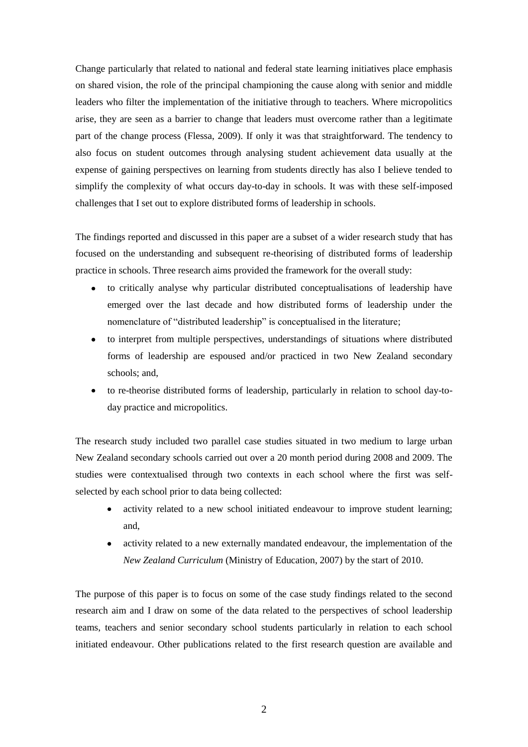Change particularly that related to national and federal state learning initiatives place emphasis on shared vision, the role of the principal championing the cause along with senior and middle leaders who filter the implementation of the initiative through to teachers. Where micropolitics arise, they are seen as a barrier to change that leaders must overcome rather than a legitimate part of the change process (Flessa, 2009). If only it was that straightforward. The tendency to also focus on student outcomes through analysing student achievement data usually at the expense of gaining perspectives on learning from students directly has also I believe tended to simplify the complexity of what occurs day-to-day in schools. It was with these self-imposed challenges that I set out to explore distributed forms of leadership in schools.

The findings reported and discussed in this paper are a subset of a wider research study that has focused on the understanding and subsequent re-theorising of distributed forms of leadership practice in schools. Three research aims provided the framework for the overall study:

- to critically analyse why particular distributed conceptualisations of leadership have emerged over the last decade and how distributed forms of leadership under the nomenclature of "distributed leadership" is conceptualised in the literature;
- to interpret from multiple perspectives, understandings of situations where distributed forms of leadership are espoused and/or practiced in two New Zealand secondary schools; and,
- to re-theorise distributed forms of leadership, particularly in relation to school day-to-day practice and micropolitics.

The research study included two parallel case studies situated in two medium to large urban New Zealand secondary schools carried out over a 20 month period during 2008 and 2009. The studies were contextualised through two contexts in each school where the first was self-selected by each school prior to data being collected:

- activity related to a new school initiated endeavour to improve student learning; and,
- activity related to a new externally mandated endeavour, the implementation of the *New Zealand Curriculum* (Ministry of Education, 2007) by the start of 2010.

The purpose of this paper is to focus on some of the case study findings related to the second research aim and I draw on some of the data related to the perspectives of school leadership teams, teachers and senior secondary school students particularly in relation to each school initiated endeavour. Other publications related to the first research question are available and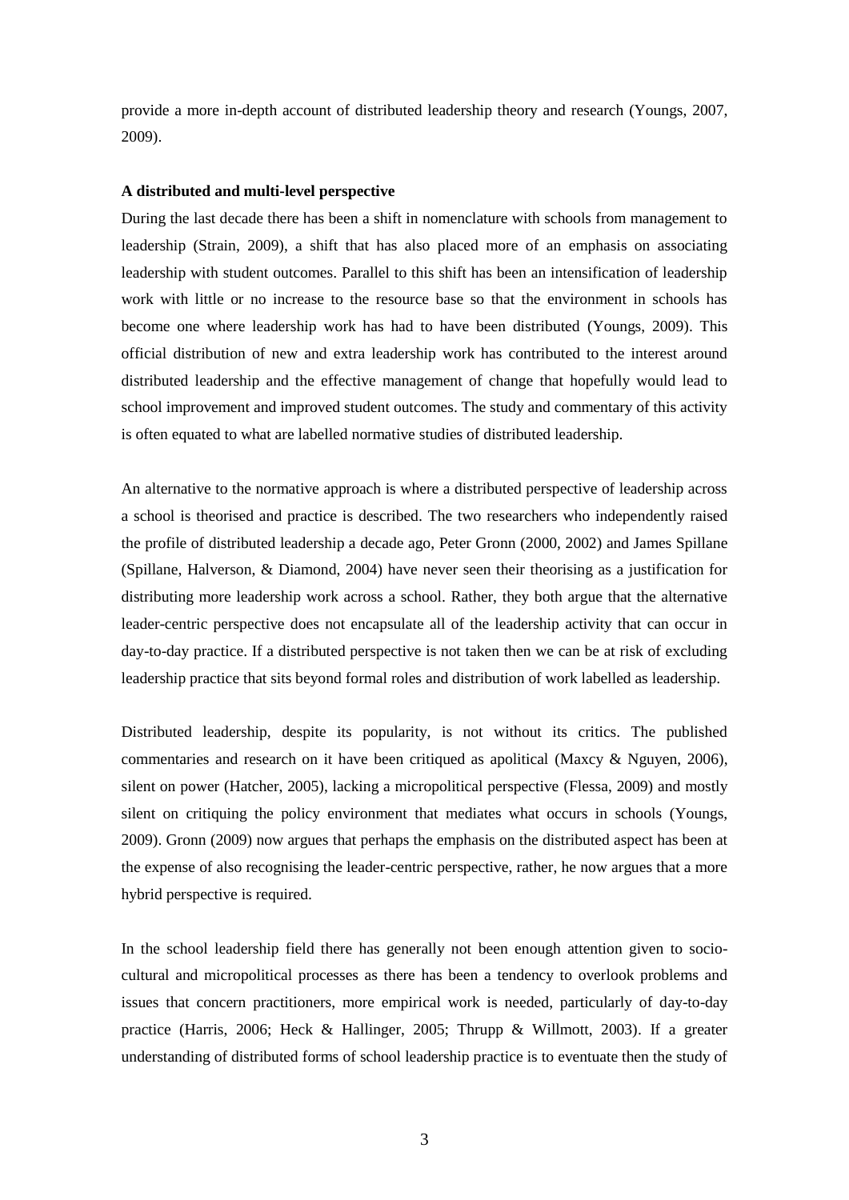provide a more in-depth account of distributed leadership theory and research (Youngs, 2007, 2009).

**A distributed and multi-level perspective**

During the last decade there has been a shift in nomenclature with schools from management to leadership (Strain, 2009), a shift that has also placed more of an emphasis on associating leadership with student outcomes. Parallel to this shift has been an intensification of leadership work with little or no increase to the resource base so that the environment in schools has become one where leadership work has had to have been distributed (Youngs, 2009). This official distribution of new and extra leadership work has contributed to the interest around distributed leadership and the effective management of change that hopefully would lead to school improvement and improved student outcomes. The study and commentary of this activity is often equated to what are labelled normative studies of distributed leadership.

An alternative to the normative approach is where a distributed perspective of leadership across a school is theorised and practice is described. The two researchers who independently raised the profile of distributed leadership a decade ago, Peter Gronn (2000, 2002) and James Spillane (Spillane, Halverson, & Diamond, 2004) have never seen their theorising as a justification for distributing more leadership work across a school. Rather, they both argue that the alternative leader-centric perspective does not encapsulate all of the leadership activity that can occur in day-to-day practice. If a distributed perspective is not taken then we can be at risk of excluding leadership practice that sits beyond formal roles and distribution of work labelled as leadership.

Distributed leadership, despite its popularity, is not without its critics. The published commentaries and research on it have been critiqued as apolitical (Maxcy & Nguyen, 2006), silent on power (Hatcher, 2005), lacking a micropolitical perspective (Flessa, 2009) and mostly silent on critiquing the policy environment that mediates what occurs in schools (Youngs, 2009). Gronn (2009) now argues that perhaps the emphasis on the distributed aspect has been at the expense of also recognising the leader-centric perspective, rather, he now argues that a more hybrid perspective is required.

In the school leadership field there has generally not been enough attention given to socio-cultural and micropolitical processes as there has been a tendency to overlook problems and issues that concern practitioners, more empirical work is needed, particularly of day-to-day practice (Harris, 2006; Heck & Hallinger, 2005; Thrupp & Willmott, 2003). If a greater understanding of distributed forms of school leadership practice is to eventuate then the study of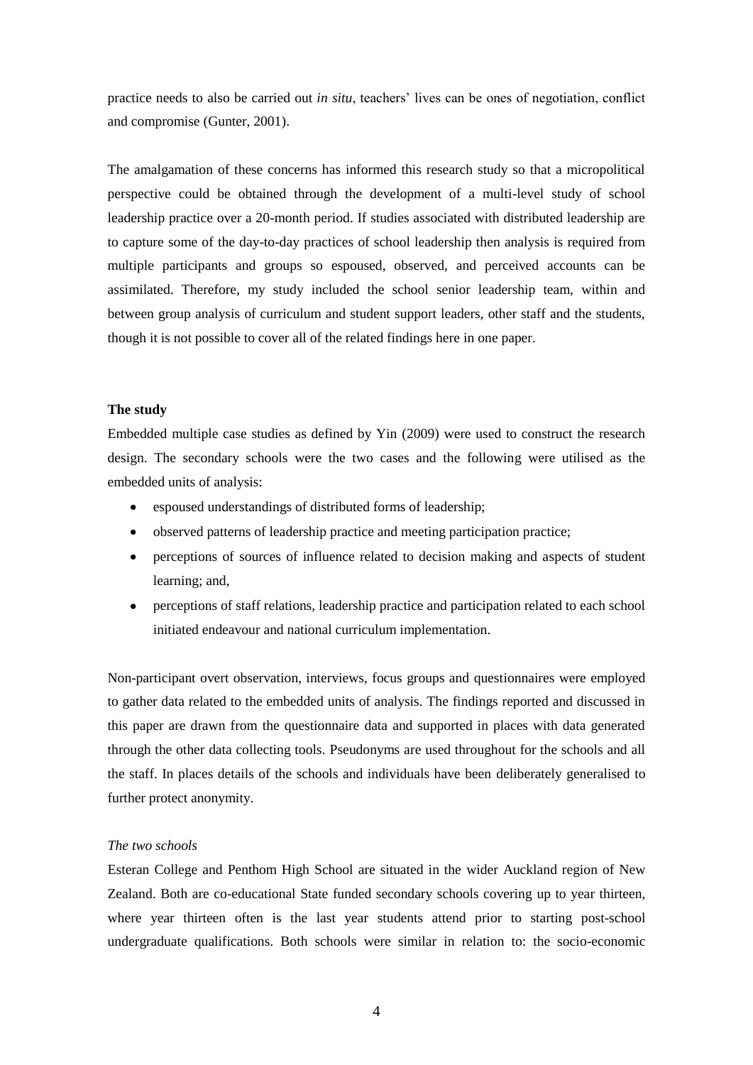practice needs to also be carried out *in situ*, teachers' lives can be ones of negotiation, conflict and compromise (Gunter, 2001).

The amalgamation of these concerns has informed this research study so that a micropolitical perspective could be obtained through the development of a multi-level study of school leadership practice over a 20-month period. If studies associated with distributed leadership are to capture some of the day-to-day practices of school leadership then analysis is required from multiple participants and groups so espoused, observed, and perceived accounts can be assimilated. Therefore, my study included the school senior leadership team, within and between group analysis of curriculum and student support leaders, other staff and the students, though it is not possible to cover all of the related findings here in one paper.

**The study**

Embedded multiple case studies as defined by Yin (2009) were used to construct the research design. The secondary schools were the two cases and the following were utilised as the embedded units of analysis:

- espoused understandings of distributed forms of leadership;
- observed patterns of leadership practice and meeting participation practice;
- perceptions of sources of influence related to decision making and aspects of student learning; and,
- perceptions of staff relations, leadership practice and participation related to each school initiated endeavour and national curriculum implementation.

Non-participant overt observation, interviews, focus groups and questionnaires were employed to gather data related to the embedded units of analysis. The findings reported and discussed in this paper are drawn from the questionnaire data and supported in places with data generated through the other data collecting tools. Pseudonyms are used throughout for the schools and all the staff. In places details of the schools and individuals have been deliberately generalised to further protect anonymity.

*The two schools*

Esteran College and Penthom High School are situated in the wider Auckland region of New Zealand. Both are co-educational State funded secondary schools covering up to year thirteen, where year thirteen often is the last year students attend prior to starting post-school undergraduate qualifications. Both schools were similar in relation to: the socio-economic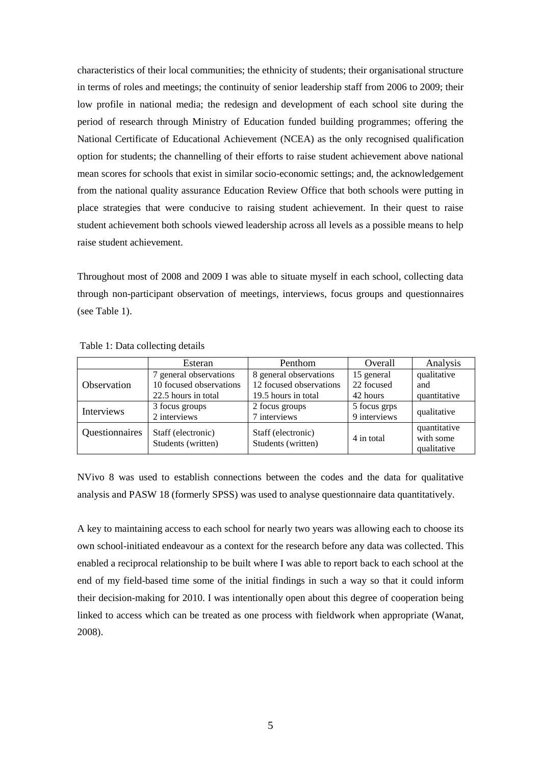characteristics of their local communities; the ethnicity of students; their organisational structure in terms of roles and meetings; the continuity of senior leadership staff from 2006 to 2009; their low profile in national media; the redesign and development of each school site during the period of research through Ministry of Education funded building programmes; offering the National Certificate of Educational Achievement (NCEA) as the only recognised qualification option for students; the channelling of their efforts to raise student achievement above national mean scores for schools that exist in similar socio-economic settings; and, the acknowledgement from the national quality assurance Education Review Office that both schools were putting in place strategies that were conducive to raising student achievement. In their quest to raise student achievement both schools viewed leadership across all levels as a possible means to help raise student achievement.

Throughout most of 2008 and 2009 I was able to situate myself in each school, collecting data through non-participant observation of meetings, interviews, focus groups and questionnaires (see Table 1).

Table 1: Data collecting details

| | Esteran | Penthom | Overall | Analysis |
|---|---|---|---|---|
| Observation | 7 general observations<br>10 focused observations<br>22.5 hours in total | 8 general observations<br>12 focused observations<br>19.5 hours in total | 15 general<br>22 focused<br>42 hours | qualitative and quantitative |
| Interviews | 3 focus groups<br>2 interviews | 2 focus groups<br>7 interviews | 5 focus grps<br>9 interviews | qualitative |
| Questionnaires | Staff (electronic)<br>Students (written) | Staff (electronic)<br>Students (written) | 4 in total | quantitative with some qualitative |

NVivo 8 was used to establish connections between the codes and the data for qualitative analysis and PASW 18 (formerly SPSS) was used to analyse questionnaire data quantitatively.

A key to maintaining access to each school for nearly two years was allowing each to choose its own school-initiated endeavour as a context for the research before any data was collected. This enabled a reciprocal relationship to be built where I was able to report back to each school at the end of my field-based time some of the initial findings in such a way so that it could inform their decision-making for 2010. I was intentionally open about this degree of cooperation being linked to access which can be treated as one process with fieldwork when appropriate (Wanat, 2008).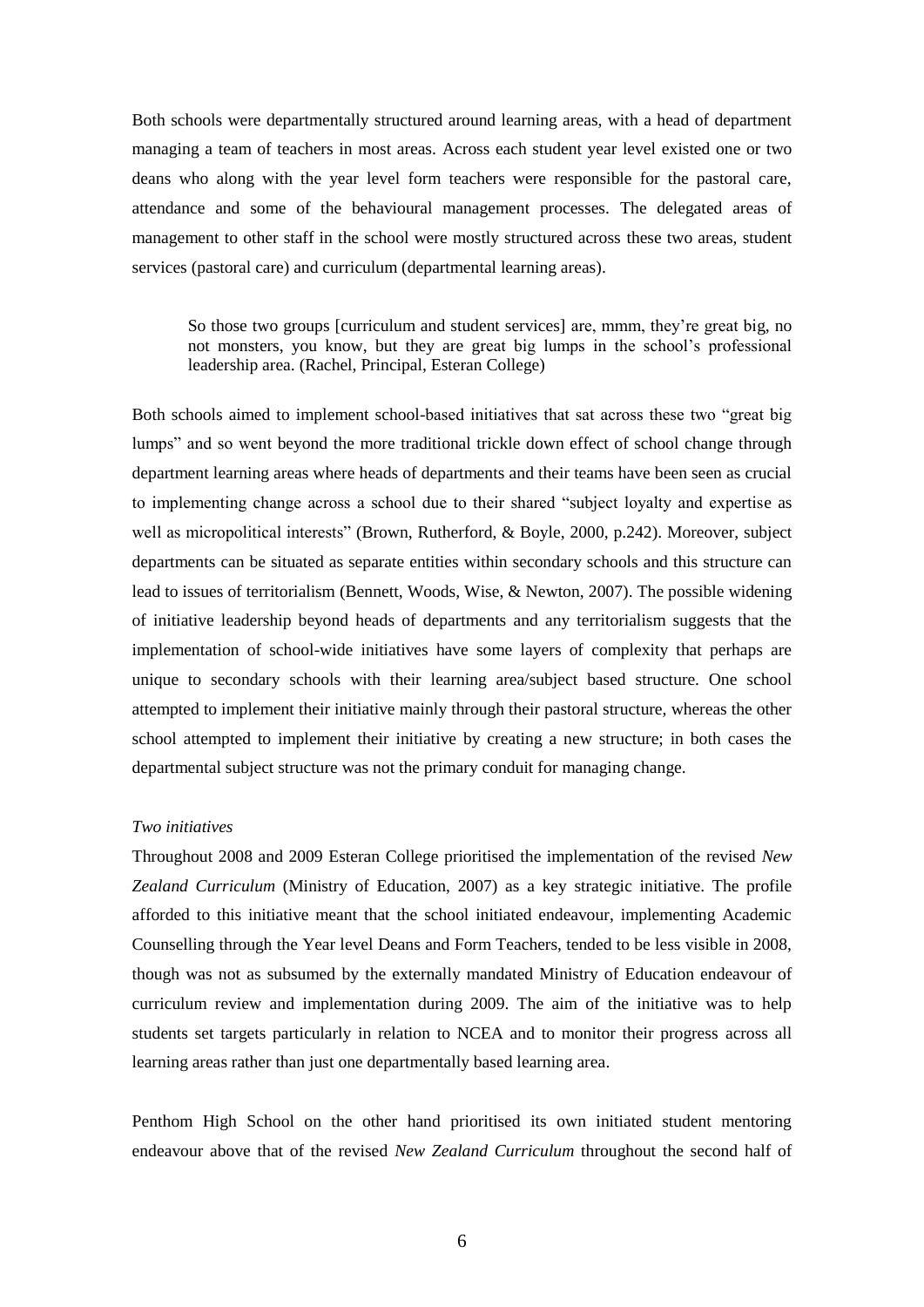Both schools were departmentally structured around learning areas, with a head of department managing a team of teachers in most areas. Across each student year level existed one or two deans who along with the year level form teachers were responsible for the pastoral care, attendance and some of the behavioural management processes. The delegated areas of management to other staff in the school were mostly structured across these two areas, student services (pastoral care) and curriculum (departmental learning areas).

> So those two groups [curriculum and student services] are, mmm, they're great big, no not monsters, you know, but they are great big lumps in the school's professional leadership area. (Rachel, Principal, Esteran College)

Both schools aimed to implement school-based initiatives that sat across these two "great big lumps" and so went beyond the more traditional trickle down effect of school change through department learning areas where heads of departments and their teams have been seen as crucial to implementing change across a school due to their shared "subject loyalty and expertise as well as micropolitical interests" (Brown, Rutherford, & Boyle, 2000, p.242). Moreover, subject departments can be situated as separate entities within secondary schools and this structure can lead to issues of territorialism (Bennett, Woods, Wise, & Newton, 2007). The possible widening of initiative leadership beyond heads of departments and any territorialism suggests that the implementation of school-wide initiatives have some layers of complexity that perhaps are unique to secondary schools with their learning area/subject based structure. One school attempted to implement their initiative mainly through their pastoral structure, whereas the other school attempted to implement their initiative by creating a new structure; in both cases the departmental subject structure was not the primary conduit for managing change.

*Two initiatives*

Throughout 2008 and 2009 Esteran College prioritised the implementation of the revised *New Zealand Curriculum* (Ministry of Education, 2007) as a key strategic initiative. The profile afforded to this initiative meant that the school initiated endeavour, implementing Academic Counselling through the Year level Deans and Form Teachers, tended to be less visible in 2008, though was not as subsumed by the externally mandated Ministry of Education endeavour of curriculum review and implementation during 2009. The aim of the initiative was to help students set targets particularly in relation to NCEA and to monitor their progress across all learning areas rather than just one departmentally based learning area.

Penthom High School on the other hand prioritised its own initiated student mentoring endeavour above that of the revised *New Zealand Curriculum* throughout the second half of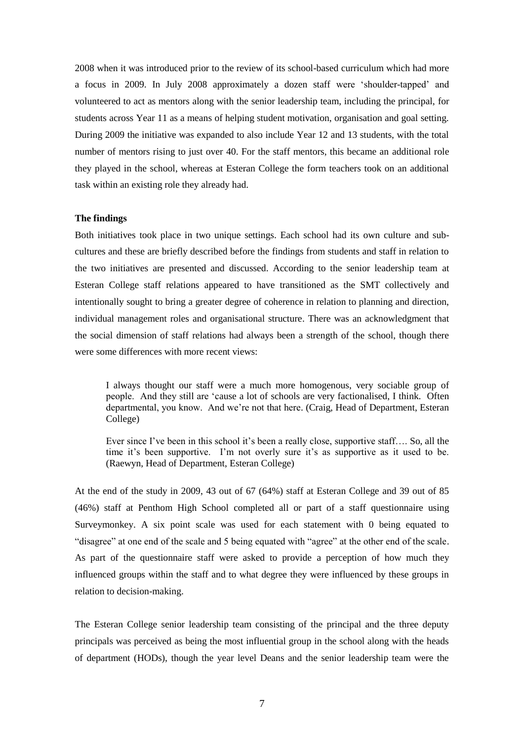2008 when it was introduced prior to the review of its school-based curriculum which had more a focus in 2009. In July 2008 approximately a dozen staff were 'shoulder-tapped' and volunteered to act as mentors along with the senior leadership team, including the principal, for students across Year 11 as a means of helping student motivation, organisation and goal setting. During 2009 the initiative was expanded to also include Year 12 and 13 students, with the total number of mentors rising to just over 40. For the staff mentors, this became an additional role they played in the school, whereas at Esteran College the form teachers took on an additional task within an existing role they already had.

**The findings**

Both initiatives took place in two unique settings. Each school had its own culture and sub-cultures and these are briefly described before the findings from students and staff in relation to the two initiatives are presented and discussed. According to the senior leadership team at Esteran College staff relations appeared to have transitioned as the SMT collectively and intentionally sought to bring a greater degree of coherence in relation to planning and direction, individual management roles and organisational structure. There was an acknowledgment that the social dimension of staff relations had always been a strength of the school, though there were some differences with more recent views:

> I always thought our staff were a much more homogenous, very sociable group of people. And they still are 'cause a lot of schools are very factionalised, I think. Often departmental, you know. And we're not that here. (Craig, Head of Department, Esteran College)

> Ever since I've been in this school it's been a really close, supportive staff…. So, all the time it's been supportive. I'm not overly sure it's as supportive as it used to be. (Raewyn, Head of Department, Esteran College)

At the end of the study in 2009, 43 out of 67 (64%) staff at Esteran College and 39 out of 85 (46%) staff at Penthom High School completed all or part of a staff questionnaire using Surveymonkey. A six point scale was used for each statement with 0 being equated to "disagree" at one end of the scale and 5 being equated with "agree" at the other end of the scale. As part of the questionnaire staff were asked to provide a perception of how much they influenced groups within the staff and to what degree they were influenced by these groups in relation to decision-making.

The Esteran College senior leadership team consisting of the principal and the three deputy principals was perceived as being the most influential group in the school along with the heads of department (HODs), though the year level Deans and the senior leadership team were the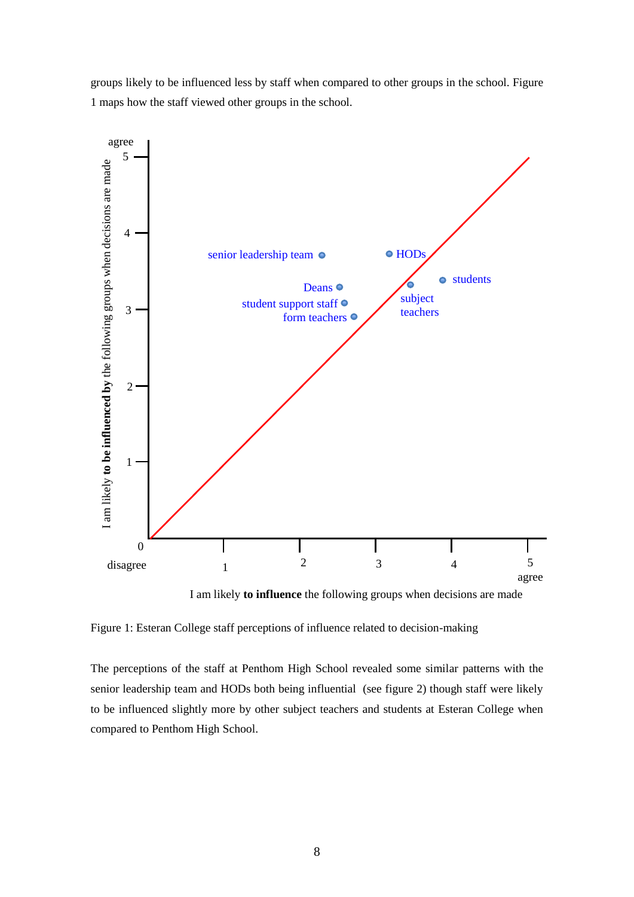groups likely to be influenced less by staff when compared to other groups in the school. Figure 1 maps how the staff viewed other groups in the school.

Figure 1: Esteran College staff perceptions of influence related to decision-making

The perceptions of the staff at Penthom High School revealed some similar patterns with the senior leadership team and HODs both being influential (see figure 2) though staff were likely to be influenced slightly more by other subject teachers and students at Esteran College when compared to Penthom High School.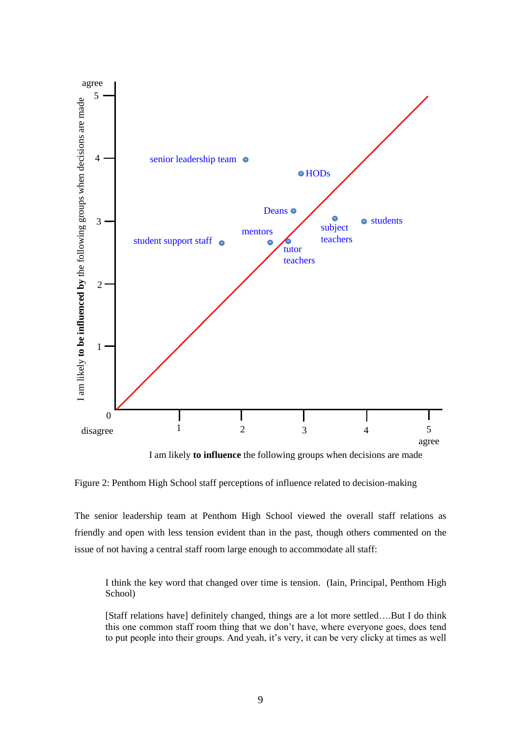Figure 2: Penthom High School staff perceptions of influence related to decision-making

The senior leadership team at Penthom High School viewed the overall staff relations as friendly and open with less tension evident than in the past, though others commented on the issue of not having a central staff room large enough to accommodate all staff:

> I think the key word that changed over time is tension. (Iain, Principal, Penthom High School)

> [Staff relations have] definitely changed, things are a lot more settled….But I do think this one common staff room thing that we don't have, where everyone goes, does tend to put people into their groups. And yeah, it's very, it can be very clicky at times as well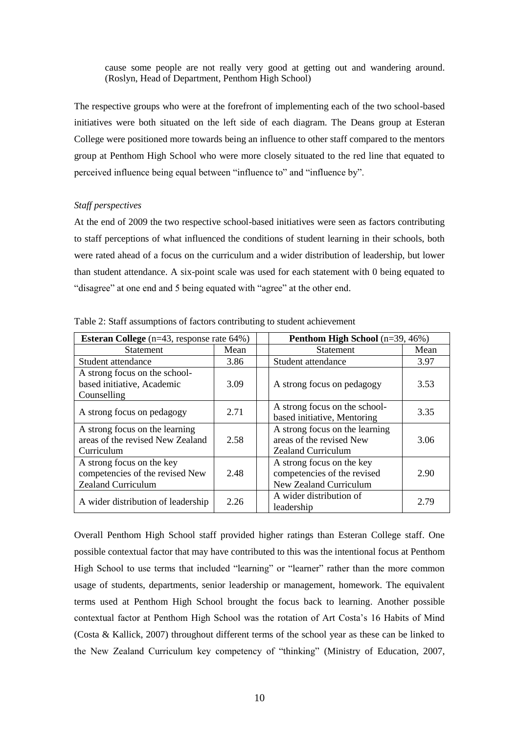> cause some people are not really very good at getting out and wandering around. (Roslyn, Head of Department, Penthom High School)

The respective groups who were at the forefront of implementing each of the two school-based initiatives were both situated on the left side of each diagram. The Deans group at Esteran College were positioned more towards being an influence to other staff compared to the mentors group at Penthom High School who were more closely situated to the red line that equated to perceived influence being equal between "influence to" and "influence by".

*Staff perspectives*

At the end of 2009 the two respective school-based initiatives were seen as factors contributing to staff perceptions of what influenced the conditions of student learning in their schools, both were rated ahead of a focus on the curriculum and a wider distribution of leadership, but lower than student attendance. A six-point scale was used for each statement with 0 being equated to "disagree" at one end and 5 being equated with "agree" at the other end.

Table 2: Staff assumptions of factors contributing to student achievement

| **Esteran College** (n=43, response rate 64%) | | | **Penthom High School** (n=39, 46%) | |
|---|---|---|---|---|
| Statement | Mean | | Statement | Mean |
| Student attendance | 3.86 | | Student attendance | 3.97 |
| A strong focus on the school-based initiative, Academic Counselling | 3.09 | | A strong focus on pedagogy | 3.53 |
| A strong focus on pedagogy | 2.71 | | A strong focus on the school-based initiative, Mentoring | 3.35 |
| A strong focus on the learning areas of the revised New Zealand Curriculum | 2.58 | | A strong focus on the learning areas of the revised New Zealand Curriculum | 3.06 |
| A strong focus on the key competencies of the revised New Zealand Curriculum | 2.48 | | A strong focus on the key competencies of the revised New Zealand Curriculum | 2.90 |
| A wider distribution of leadership | 2.26 | | A wider distribution of leadership | 2.79 |

Overall Penthom High School staff provided higher ratings than Esteran College staff. One possible contextual factor that may have contributed to this was the intentional focus at Penthom High School to use terms that included "learning" or "learner" rather than the more common usage of students, departments, senior leadership or management, homework. The equivalent terms used at Penthom High School brought the focus back to learning. Another possible contextual factor at Penthom High School was the rotation of Art Costa's 16 Habits of Mind (Costa & Kallick, 2007) throughout different terms of the school year as these can be linked to the New Zealand Curriculum key competency of "thinking" (Ministry of Education, 2007,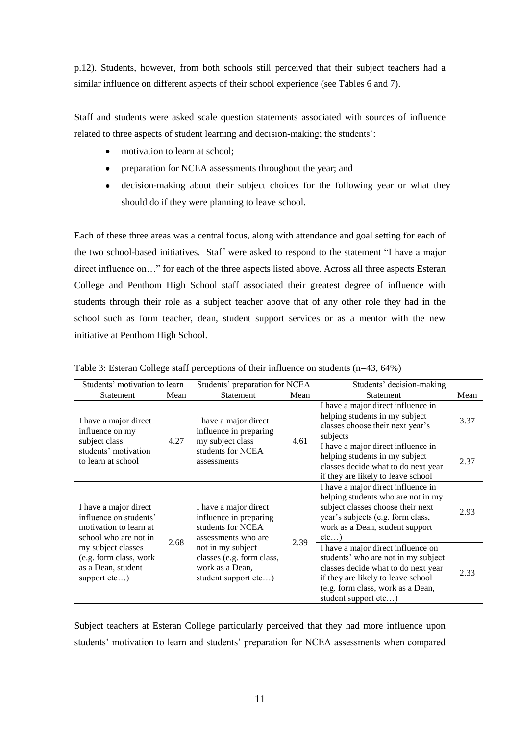p.12). Students, however, from both schools still perceived that their subject teachers had a similar influence on different aspects of their school experience (see Tables 6 and 7).

Staff and students were asked scale question statements associated with sources of influence related to three aspects of student learning and decision-making; the students':

- motivation to learn at school;
- preparation for NCEA assessments throughout the year; and
- decision-making about their subject choices for the following year or what they should do if they were planning to leave school.

Each of these three areas was a central focus, along with attendance and goal setting for each of the two school-based initiatives. Staff were asked to respond to the statement "I have a major direct influence on…" for each of the three aspects listed above. Across all three aspects Esteran College and Penthom High School staff associated their greatest degree of influence with students through their role as a subject teacher above that of any other role they had in the school such as form teacher, dean, student support services or as a mentor with the new initiative at Penthom High School.

Table 3: Esteran College staff perceptions of their influence on students (n=43, 64%)

| Students' motivation to learn | | Students' preparation for NCEA | | Students' decision-making | |
|---|---|---|---|---|---|
| Statement | Mean | Statement | Mean | Statement | Mean |
| I have a major direct influence on my subject class students' motivation to learn at school | 4.27 | I have a major direct influence in preparing my subject class students for NCEA assessments | 4.61 | I have a major direct influence in helping students in my subject classes choose their next year's subjects | 3.37 |
| | | | | I have a major direct influence in helping students in my subject classes decide what to do next year if they are likely to leave school | 2.37 |
| I have a major direct influence on students' motivation to learn at school who are not in my subject classes (e.g. form class, work as a Dean, student support etc…) | 2.68 | I have a major direct influence in preparing students for NCEA assessments who are not in my subject classes (e.g. form class, work as a Dean, student support etc…) | 2.39 | I have a major direct influence in helping students who are not in my subject classes choose their next year's subjects (e.g. form class, work as a Dean, student support etc…) | 2.93 |
| | | | | I have a major direct influence on students' who are not in my subject classes decide what to do next year if they are likely to leave school (e.g. form class, work as a Dean, student support etc…) | 2.33 |

Subject teachers at Esteran College particularly perceived that they had more influence upon students' motivation to learn and students' preparation for NCEA assessments when compared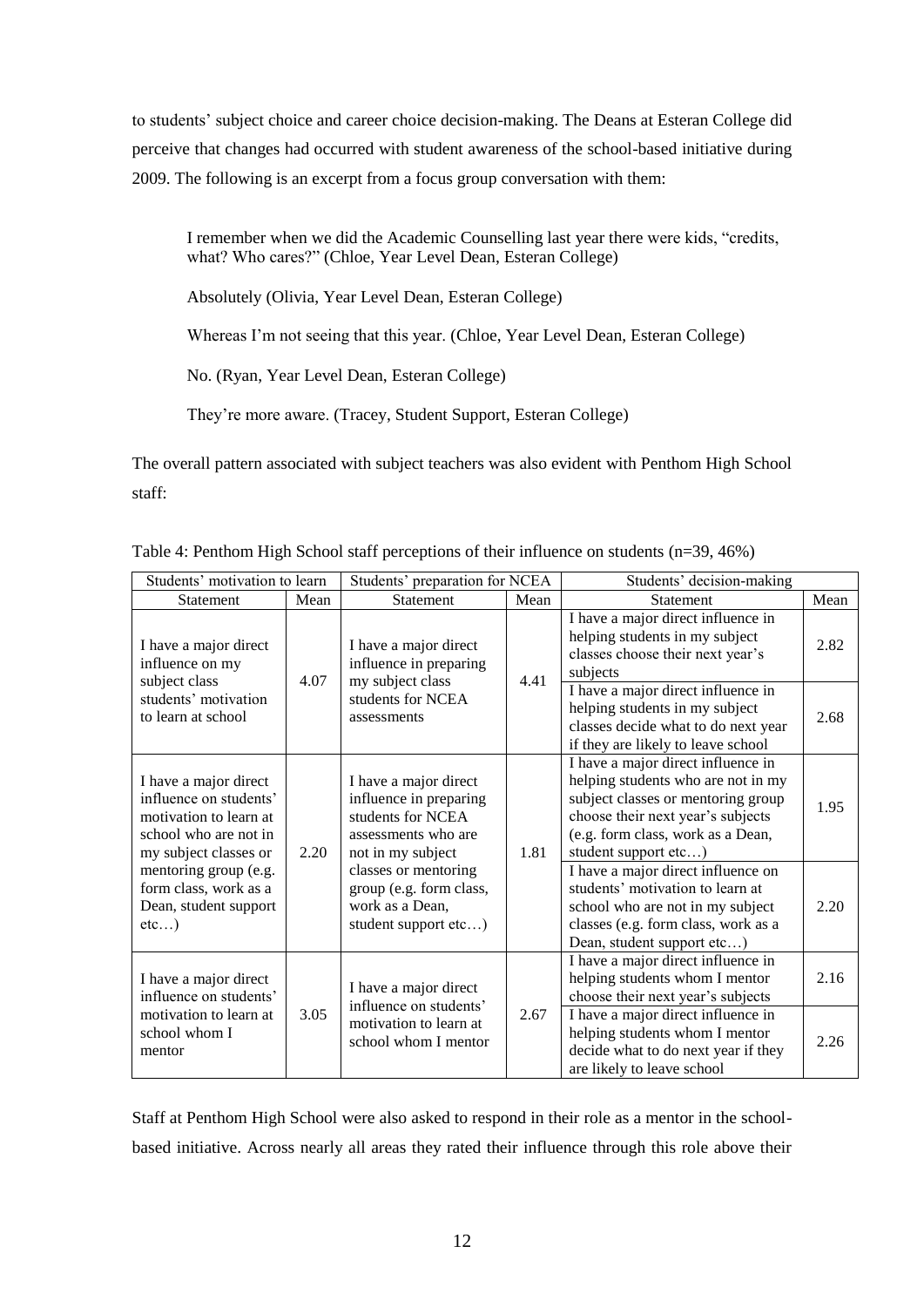to students' subject choice and career choice decision-making. The Deans at Esteran College did perceive that changes had occurred with student awareness of the school-based initiative during 2009. The following is an excerpt from a focus group conversation with them:

> I remember when we did the Academic Counselling last year there were kids, "credits, what? Who cares?" (Chloe, Year Level Dean, Esteran College)
>
> Absolutely (Olivia, Year Level Dean, Esteran College)
>
> Whereas I'm not seeing that this year. (Chloe, Year Level Dean, Esteran College)
>
> No. (Ryan, Year Level Dean, Esteran College)
>
> They're more aware. (Tracey, Student Support, Esteran College)

The overall pattern associated with subject teachers was also evident with Penthom High School staff:

Table 4: Penthom High School staff perceptions of their influence on students (n=39, 46%)

| Students' motivation to learn | | Students' preparation for NCEA | | Students' decision-making | |
|---|---|---|---|---|---|
| Statement | Mean | Statement | Mean | Statement | Mean |
| I have a major direct influence on my subject class students' motivation to learn at school | 4.07 | I have a major direct influence in preparing my subject class students for NCEA assessments | 4.41 | I have a major direct influence in helping students in my subject classes choose their next year's subjects | 2.82 |
| | | | | I have a major direct influence in helping students in my subject classes decide what to do next year if they are likely to leave school | 2.68 |
| I have a major direct influence on students' motivation to learn at school who are not in my subject classes or mentoring group (e.g. form class, work as a Dean, student support etc…) | 2.20 | I have a major direct influence in preparing students for NCEA assessments who are not in my subject classes or mentoring group (e.g. form class, work as a Dean, student support etc…) | 1.81 | I have a major direct influence in helping students who are not in my subject classes or mentoring group choose their next year's subjects (e.g. form class, work as a Dean, student support etc…) | 1.95 |
| | | | | I have a major direct influence on students' motivation to learn at school who are not in my subject classes (e.g. form class, work as a Dean, student support etc…) | 2.20 |
| I have a major direct influence on students' motivation to learn at school whom I mentor | 3.05 | I have a major direct influence on students' motivation to learn at school whom I mentor | 2.67 | I have a major direct influence in helping students whom I mentor choose their next year's subjects | 2.16 |
| | | | | I have a major direct influence in helping students whom I mentor decide what to do next year if they are likely to leave school | 2.26 |

Staff at Penthom High School were also asked to respond in their role as a mentor in the school-based initiative. Across nearly all areas they rated their influence through this role above their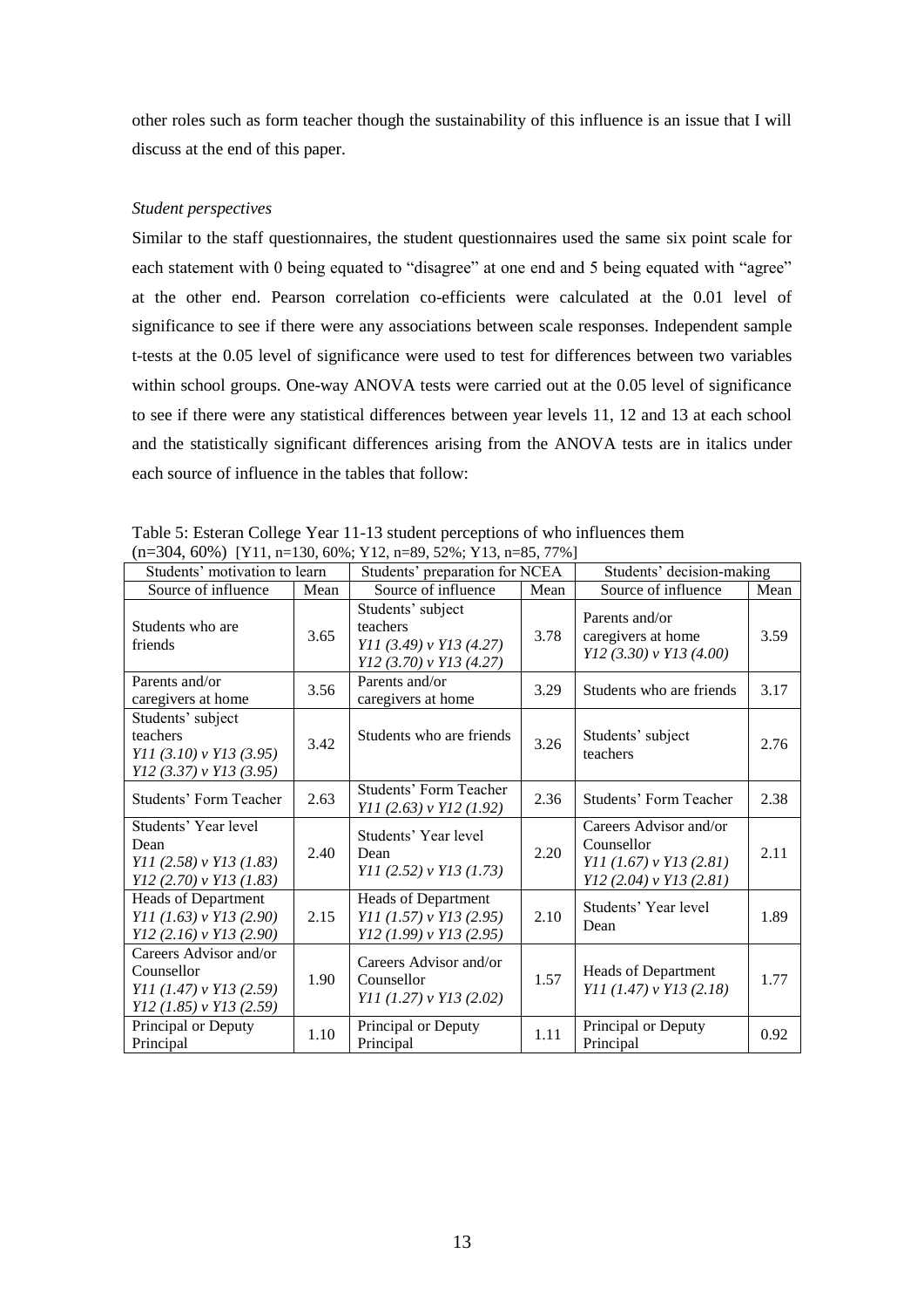other roles such as form teacher though the sustainability of this influence is an issue that I will discuss at the end of this paper.

*Student perspectives*

Similar to the staff questionnaires, the student questionnaires used the same six point scale for each statement with 0 being equated to "disagree" at one end and 5 being equated with "agree" at the other end. Pearson correlation co-efficients were calculated at the 0.01 level of significance to see if there were any associations between scale responses. Independent sample t-tests at the 0.05 level of significance were used to test for differences between two variables within school groups. One-way ANOVA tests were carried out at the 0.05 level of significance to see if there were any statistical differences between year levels 11, 12 and 13 at each school and the statistically significant differences arising from the ANOVA tests are in italics under each source of influence in the tables that follow:

Table 5: Esteran College Year 11-13 student perceptions of who influences them (n=304, 60%) [Y11, n=130, 60%; Y12, n=89, 52%; Y13, n=85, 77%]

| Students' motivation to learn | | Students' preparation for NCEA | | Students' decision-making | |
|---|---|---|---|---|---|
| Source of influence | Mean | Source of influence | Mean | Source of influence | Mean |
| Students who are friends | 3.65 | Students' subject teachers *Y11 (3.49) v Y13 (4.27)* *Y12 (3.70) v Y13 (4.27)* | 3.78 | Parents and/or caregivers at home *Y12 (3.30) v Y13 (4.00)* | 3.59 |
| Parents and/or caregivers at home | 3.56 | Parents and/or caregivers at home | 3.29 | Students who are friends | 3.17 |
| Students' subject teachers *Y11 (3.10) v Y13 (3.95)* *Y12 (3.37) v Y13 (3.95)* | 3.42 | Students who are friends | 3.26 | Students' subject teachers | 2.76 |
| Students' Form Teacher | 2.63 | Students' Form Teacher *Y11 (2.63) v Y12 (1.92)* | 2.36 | Students' Form Teacher | 2.38 |
| Students' Year level Dean *Y11 (2.58) v Y13 (1.83)* *Y12 (2.70) v Y13 (1.83)* | 2.40 | Students' Year level Dean *Y11 (2.52) v Y13 (1.73)* | 2.20 | Careers Advisor and/or Counsellor *Y11 (1.67) v Y13 (2.81)* *Y12 (2.04) v Y13 (2.81)* | 2.11 |
| Heads of Department *Y11 (1.63) v Y13 (2.90)* *Y12 (2.16) v Y13 (2.90)* | 2.15 | Heads of Department *Y11 (1.57) v Y13 (2.95)* *Y12 (1.99) v Y13 (2.95)* | 2.10 | Students' Year level Dean | 1.89 |
| Careers Advisor and/or Counsellor *Y11 (1.47) v Y13 (2.59)* *Y12 (1.85) v Y13 (2.59)* | 1.90 | Careers Advisor and/or Counsellor *Y11 (1.27) v Y13 (2.02)* | 1.57 | Heads of Department *Y11 (1.47) v Y13 (2.18)* | 1.77 |
| Principal or Deputy Principal | 1.10 | Principal or Deputy Principal | 1.11 | Principal or Deputy Principal | 0.92 |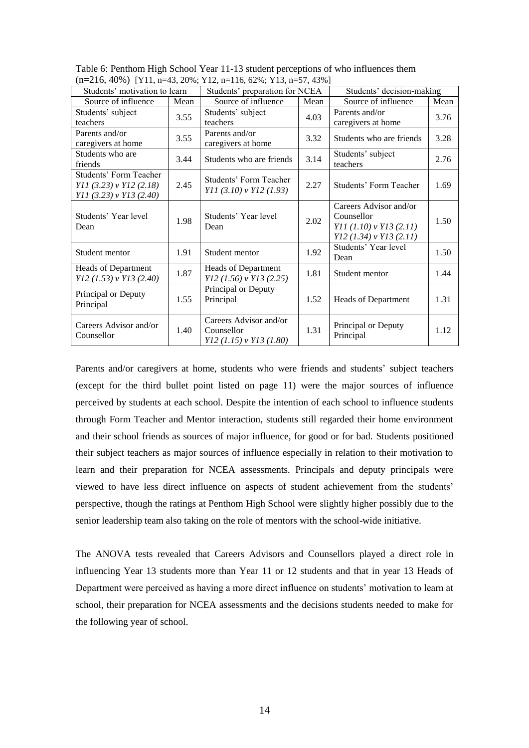Table 6: Penthom High School Year 11-13 student perceptions of who influences them (n=216, 40%) [Y11, n=43, 20%; Y12, n=116, 62%; Y13, n=57, 43%]

| Students' motivation to learn | | Students' preparation for NCEA | | Students' decision-making | |
|---|---|---|---|---|---|
| Source of influence | Mean | Source of influence | Mean | Source of influence | Mean |
| Students' subject teachers | 3.55 | Students' subject teachers | 4.03 | Parents and/or caregivers at home | 3.76 |
| Parents and/or caregivers at home | 3.55 | Parents and/or caregivers at home | 3.32 | Students who are friends | 3.28 |
| Students who are friends | 3.44 | Students who are friends | 3.14 | Students' subject teachers | 2.76 |
| Students' Form Teacher *Y11 (3.23) v Y12 (2.18)* *Y11 (3.23) v Y13 (2.40)* | 2.45 | Students' Form Teacher *Y11 (3.10) v Y12 (1.93)* | 2.27 | Students' Form Teacher | 1.69 |
| Students' Year level Dean | 1.98 | Students' Year level Dean | 2.02 | Careers Advisor and/or Counsellor *Y11 (1.10) v Y13 (2.11)* *Y12 (1.34) v Y13 (2.11)* | 1.50 |
| Student mentor | 1.91 | Student mentor | 1.92 | Students' Year level Dean | 1.50 |
| Heads of Department *Y12 (1.53) v Y13 (2.40)* | 1.87 | Heads of Department *Y12 (1.56) v Y13 (2.25)* | 1.81 | Student mentor | 1.44 |
| Principal or Deputy Principal | 1.55 | Principal or Deputy Principal | 1.52 | Heads of Department | 1.31 |
| Careers Advisor and/or Counsellor | 1.40 | Careers Advisor and/or Counsellor *Y12 (1.15) v Y13 (1.80)* | 1.31 | Principal or Deputy Principal | 1.12 |

Parents and/or caregivers at home, students who were friends and students' subject teachers (except for the third bullet point listed on page 11) were the major sources of influence perceived by students at each school. Despite the intention of each school to influence students through Form Teacher and Mentor interaction, students still regarded their home environment and their school friends as sources of major influence, for good or for bad. Students positioned their subject teachers as major sources of influence especially in relation to their motivation to learn and their preparation for NCEA assessments. Principals and deputy principals were viewed to have less direct influence on aspects of student achievement from the students' perspective, though the ratings at Penthom High School were slightly higher possibly due to the senior leadership team also taking on the role of mentors with the school-wide initiative.

The ANOVA tests revealed that Careers Advisors and Counsellors played a direct role in influencing Year 13 students more than Year 11 or 12 students and that in year 13 Heads of Department were perceived as having a more direct influence on students' motivation to learn at school, their preparation for NCEA assessments and the decisions students needed to make for the following year of school.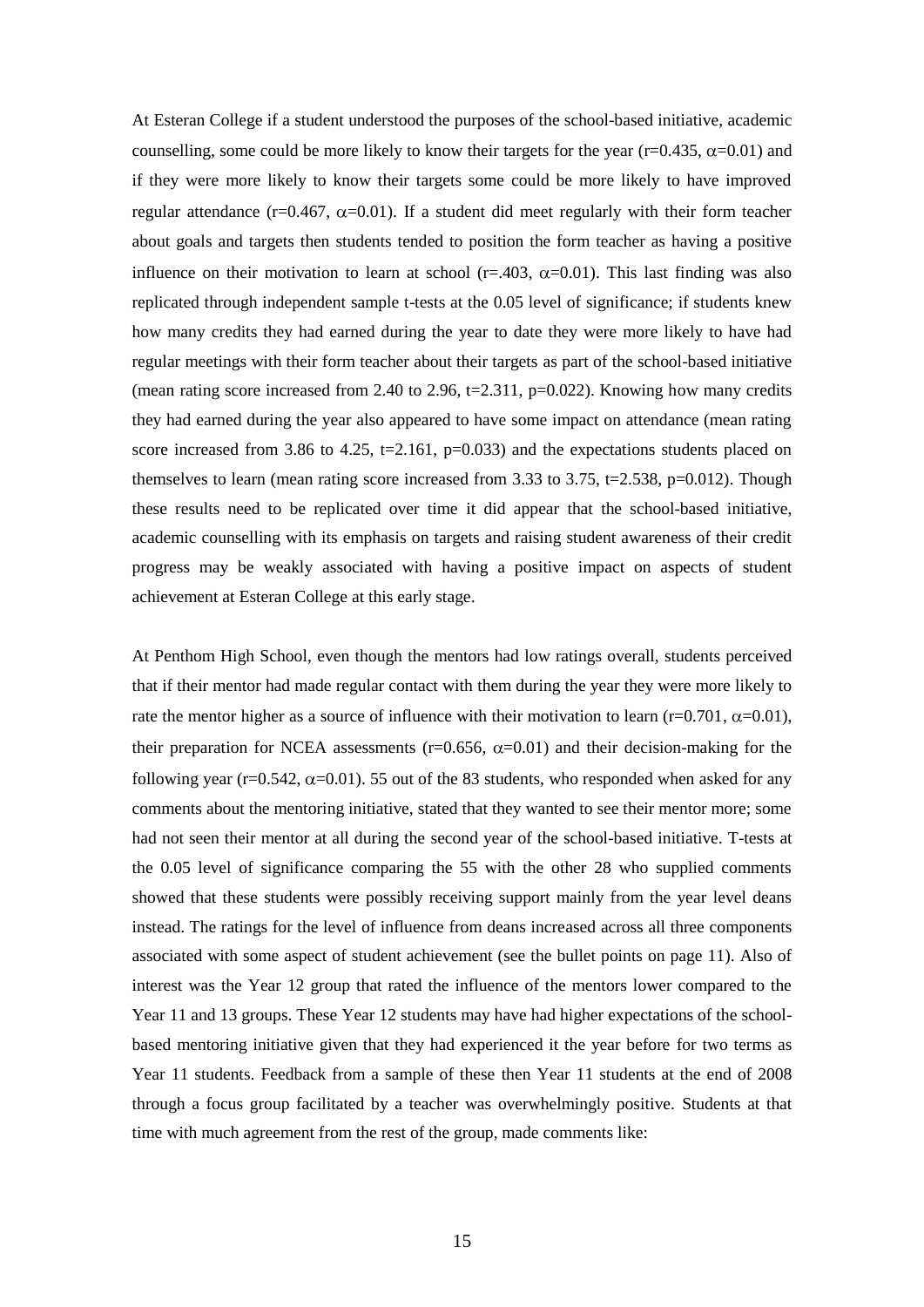At Esteran College if a student understood the purposes of the school-based initiative, academic counselling, some could be more likely to know their targets for the year ($r=0.435$, $\alpha=0.01$) and if they were more likely to know their targets some could be more likely to have improved regular attendance ($r=0.467$, $\alpha=0.01$). If a student did meet regularly with their form teacher about goals and targets then students tended to position the form teacher as having a positive influence on their motivation to learn at school ($r=.403$, $\alpha=0.01$). This last finding was also replicated through independent sample t-tests at the 0.05 level of significance; if students knew how many credits they had earned during the year to date they were more likely to have had regular meetings with their form teacher about their targets as part of the school-based initiative (mean rating score increased from 2.40 to 2.96, $t=2.311$, $p=0.022$). Knowing how many credits they had earned during the year also appeared to have some impact on attendance (mean rating score increased from 3.86 to 4.25, $t=2.161$, $p=0.033$) and the expectations students placed on themselves to learn (mean rating score increased from 3.33 to 3.75, $t=2.538$, $p=0.012$). Though these results need to be replicated over time it did appear that the school-based initiative, academic counselling with its emphasis on targets and raising student awareness of their credit progress may be weakly associated with having a positive impact on aspects of student achievement at Esteran College at this early stage.

At Penthom High School, even though the mentors had low ratings overall, students perceived that if their mentor had made regular contact with them during the year they were more likely to rate the mentor higher as a source of influence with their motivation to learn ($r=0.701$, $\alpha=0.01$), their preparation for NCEA assessments ($r=0.656$, $\alpha=0.01$) and their decision-making for the following year ($r=0.542$, $\alpha=0.01$). 55 out of the 83 students, who responded when asked for any comments about the mentoring initiative, stated that they wanted to see their mentor more; some had not seen their mentor at all during the second year of the school-based initiative. T-tests at the 0.05 level of significance comparing the 55 with the other 28 who supplied comments showed that these students were possibly receiving support mainly from the year level deans instead. The ratings for the level of influence from deans increased across all three components associated with some aspect of student achievement (see the bullet points on page 11). Also of interest was the Year 12 group that rated the influence of the mentors lower compared to the Year 11 and 13 groups. These Year 12 students may have had higher expectations of the school-based mentoring initiative given that they had experienced it the year before for two terms as Year 11 students. Feedback from a sample of these then Year 11 students at the end of 2008 through a focus group facilitated by a teacher was overwhelmingly positive. Students at that time with much agreement from the rest of the group, made comments like: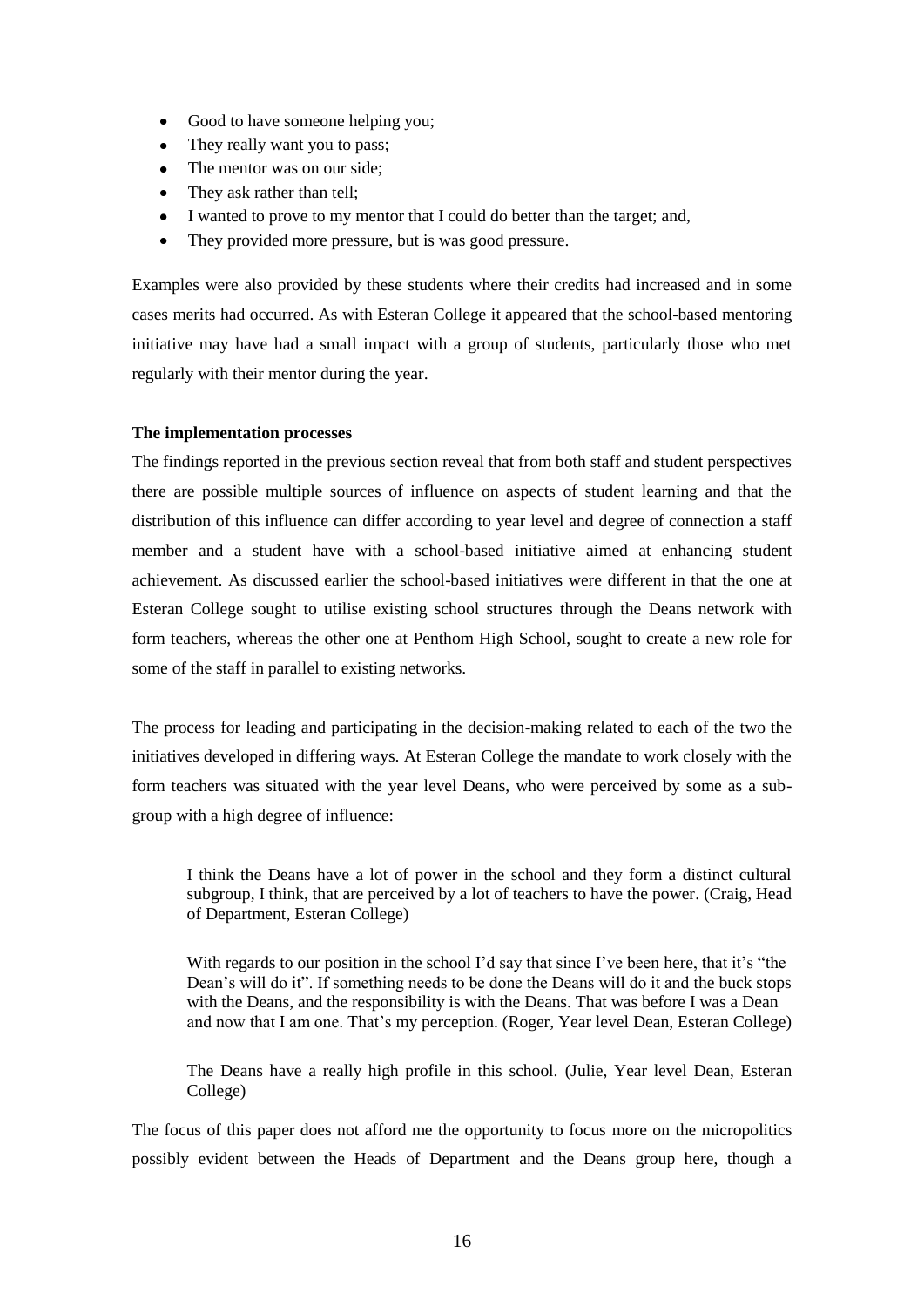- Good to have someone helping you;
- They really want you to pass;
- The mentor was on our side;
- They ask rather than tell;
- I wanted to prove to my mentor that I could do better than the target; and,
- They provided more pressure, but is was good pressure.

Examples were also provided by these students where their credits had increased and in some cases merits had occurred. As with Esteran College it appeared that the school-based mentoring initiative may have had a small impact with a group of students, particularly those who met regularly with their mentor during the year.

**The implementation processes**

The findings reported in the previous section reveal that from both staff and student perspectives there are possible multiple sources of influence on aspects of student learning and that the distribution of this influence can differ according to year level and degree of connection a staff member and a student have with a school-based initiative aimed at enhancing student achievement. As discussed earlier the school-based initiatives were different in that the one at Esteran College sought to utilise existing school structures through the Deans network with form teachers, whereas the other one at Penthom High School, sought to create a new role for some of the staff in parallel to existing networks.

The process for leading and participating in the decision-making related to each of the two the initiatives developed in differing ways. At Esteran College the mandate to work closely with the form teachers was situated with the year level Deans, who were perceived by some as a sub-group with a high degree of influence:

> I think the Deans have a lot of power in the school and they form a distinct cultural subgroup, I think, that are perceived by a lot of teachers to have the power. (Craig, Head of Department, Esteran College)

> With regards to our position in the school I'd say that since I've been here, that it's "the Dean's will do it". If something needs to be done the Deans will do it and the buck stops with the Deans, and the responsibility is with the Deans. That was before I was a Dean and now that I am one. That's my perception. (Roger, Year level Dean, Esteran College)

> The Deans have a really high profile in this school. (Julie, Year level Dean, Esteran College)

The focus of this paper does not afford me the opportunity to focus more on the micropolitics possibly evident between the Heads of Department and the Deans group here, though a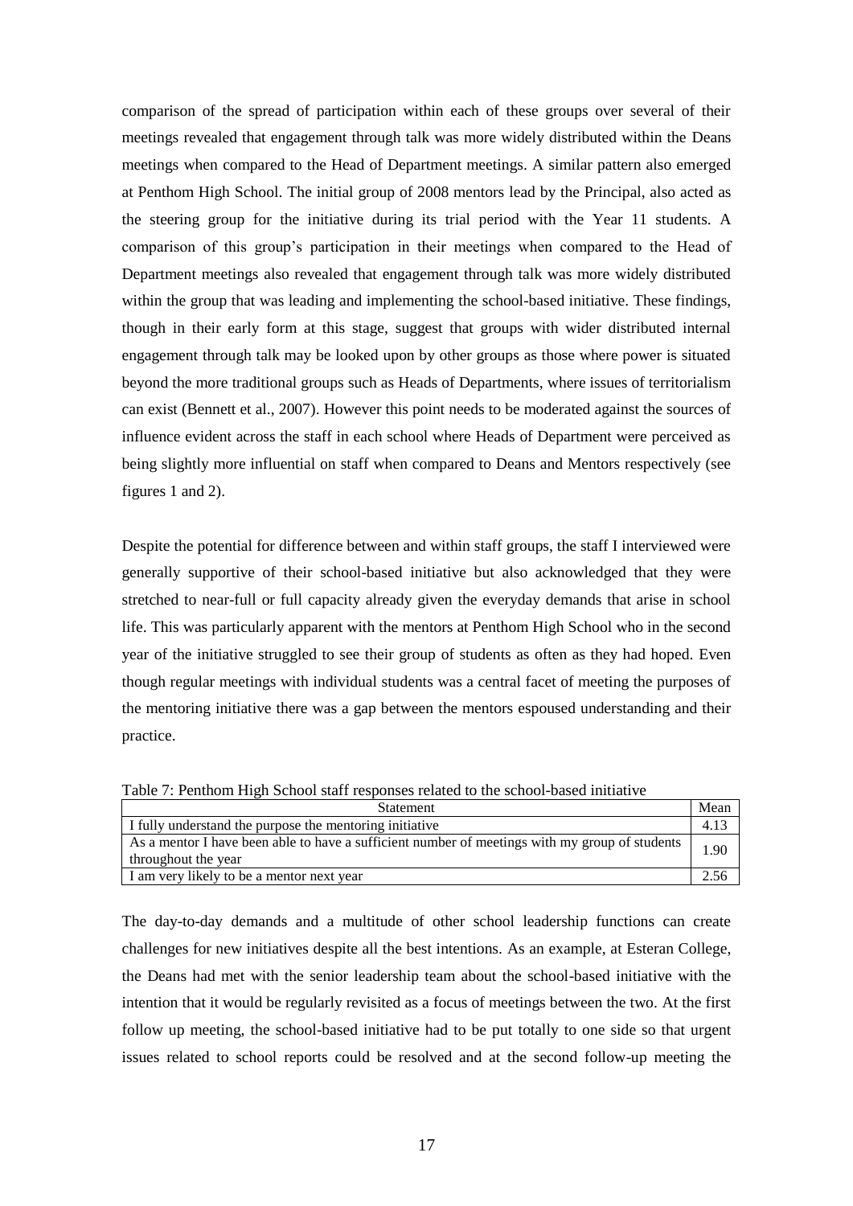comparison of the spread of participation within each of these groups over several of their meetings revealed that engagement through talk was more widely distributed within the Deans meetings when compared to the Head of Department meetings. A similar pattern also emerged at Penthom High School. The initial group of 2008 mentors lead by the Principal, also acted as the steering group for the initiative during its trial period with the Year 11 students. A comparison of this group's participation in their meetings when compared to the Head of Department meetings also revealed that engagement through talk was more widely distributed within the group that was leading and implementing the school-based initiative. These findings, though in their early form at this stage, suggest that groups with wider distributed internal engagement through talk may be looked upon by other groups as those where power is situated beyond the more traditional groups such as Heads of Departments, where issues of territorialism can exist (Bennett et al., 2007). However this point needs to be moderated against the sources of influence evident across the staff in each school where Heads of Department were perceived as being slightly more influential on staff when compared to Deans and Mentors respectively (see figures 1 and 2).

Despite the potential for difference between and within staff groups, the staff I interviewed were generally supportive of their school-based initiative but also acknowledged that they were stretched to near-full or full capacity already given the everyday demands that arise in school life. This was particularly apparent with the mentors at Penthom High School who in the second year of the initiative struggled to see their group of students as often as they had hoped. Even though regular meetings with individual students was a central facet of meeting the purposes of the mentoring initiative there was a gap between the mentors espoused understanding and their practice.

Table 7: Penthom High School staff responses related to the school-based initiative

| Statement | Mean |
|---|---|
| I fully understand the purpose the mentoring initiative | 4.13 |
| As a mentor I have been able to have a sufficient number of meetings with my group of students throughout the year | 1.90 |
| I am very likely to be a mentor next year | 2.56 |

The day-to-day demands and a multitude of other school leadership functions can create challenges for new initiatives despite all the best intentions. As an example, at Esteran College, the Deans had met with the senior leadership team about the school-based initiative with the intention that it would be regularly revisited as a focus of meetings between the two. At the first follow up meeting, the school-based initiative had to be put totally to one side so that urgent issues related to school reports could be resolved and at the second follow-up meeting the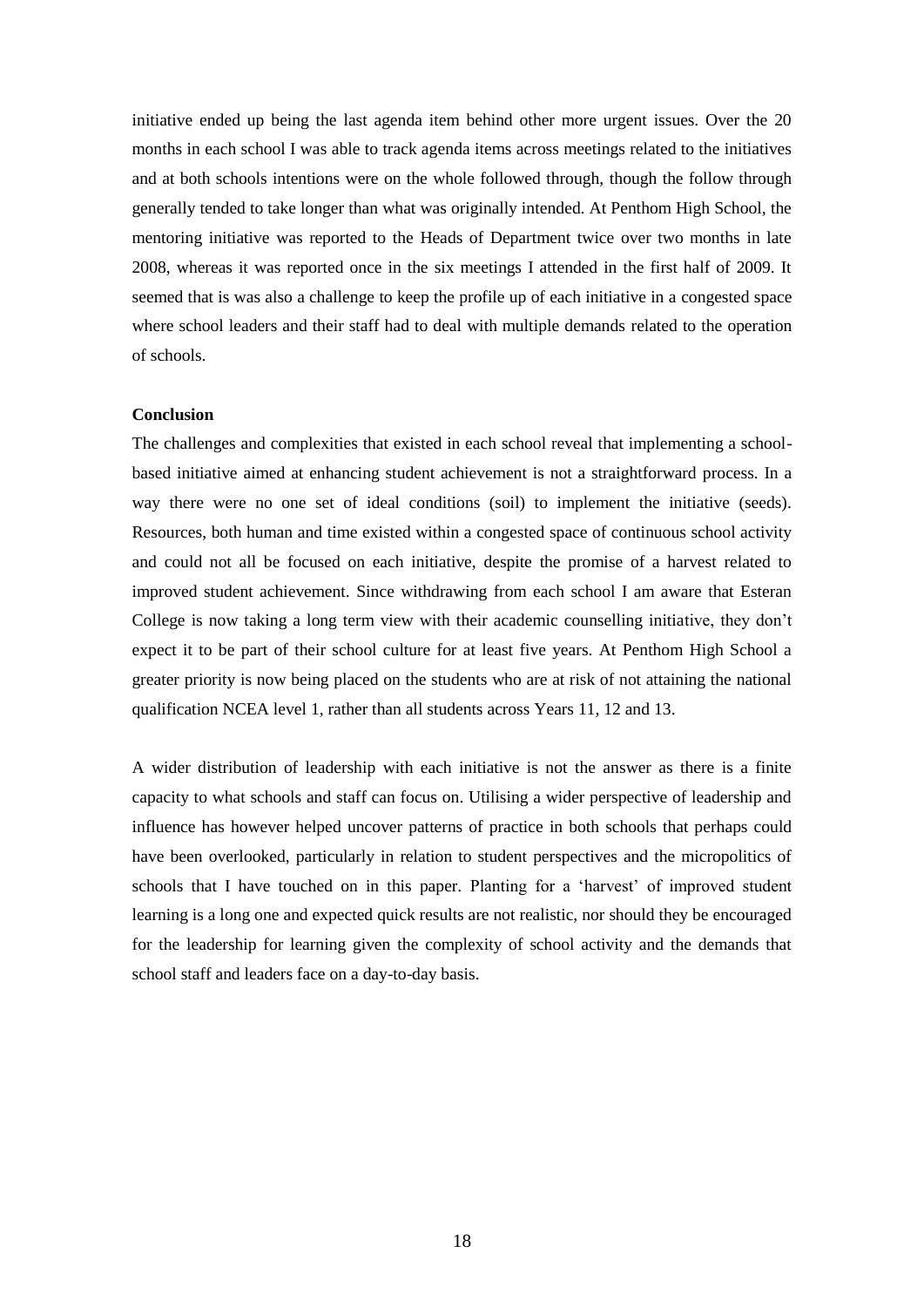initiative ended up being the last agenda item behind other more urgent issues. Over the 20 months in each school I was able to track agenda items across meetings related to the initiatives and at both schools intentions were on the whole followed through, though the follow through generally tended to take longer than what was originally intended. At Penthom High School, the mentoring initiative was reported to the Heads of Department twice over two months in late 2008, whereas it was reported once in the six meetings I attended in the first half of 2009. It seemed that is was also a challenge to keep the profile up of each initiative in a congested space where school leaders and their staff had to deal with multiple demands related to the operation of schools.

**Conclusion**

The challenges and complexities that existed in each school reveal that implementing a school-based initiative aimed at enhancing student achievement is not a straightforward process. In a way there were no one set of ideal conditions (soil) to implement the initiative (seeds). Resources, both human and time existed within a congested space of continuous school activity and could not all be focused on each initiative, despite the promise of a harvest related to improved student achievement. Since withdrawing from each school I am aware that Esteran College is now taking a long term view with their academic counselling initiative, they don't expect it to be part of their school culture for at least five years. At Penthom High School a greater priority is now being placed on the students who are at risk of not attaining the national qualification NCEA level 1, rather than all students across Years 11, 12 and 13.

A wider distribution of leadership with each initiative is not the answer as there is a finite capacity to what schools and staff can focus on. Utilising a wider perspective of leadership and influence has however helped uncover patterns of practice in both schools that perhaps could have been overlooked, particularly in relation to student perspectives and the micropolitics of schools that I have touched on in this paper. Planting for a 'harvest' of improved student learning is a long one and expected quick results are not realistic, nor should they be encouraged for the leadership for learning given the complexity of school activity and the demands that school staff and leaders face on a day-to-day basis.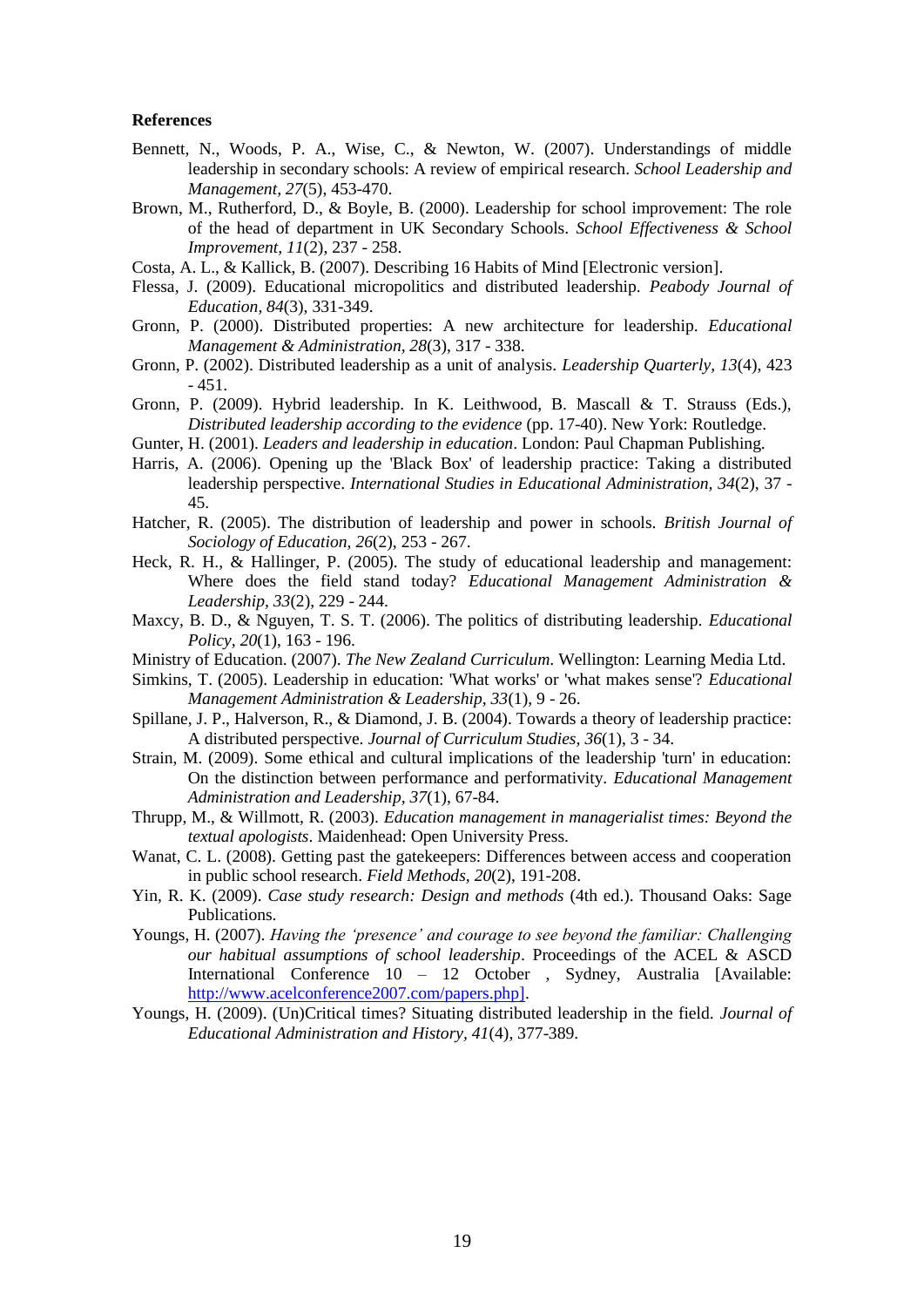**References**

Bennett, N., Woods, P. A., Wise, C., & Newton, W. (2007). Understandings of middle leadership in secondary schools: A review of empirical research. *School Leadership and Management, 27*(5), 453-470.

Brown, M., Rutherford, D., & Boyle, B. (2000). Leadership for school improvement: The role of the head of department in UK Secondary Schools. *School Effectiveness & School Improvement, 11*(2), 237 - 258.

Costa, A. L., & Kallick, B. (2007). Describing 16 Habits of Mind [Electronic version].

Flessa, J. (2009). Educational micropolitics and distributed leadership. *Peabody Journal of Education, 84*(3), 331-349.

Gronn, P. (2000). Distributed properties: A new architecture for leadership. *Educational Management & Administration, 28*(3), 317 - 338.

Gronn, P. (2002). Distributed leadership as a unit of analysis. *Leadership Quarterly, 13*(4), 423 - 451.

Gronn, P. (2009). Hybrid leadership. In K. Leithwood, B. Mascall & T. Strauss (Eds.), *Distributed leadership according to the evidence* (pp. 17-40). New York: Routledge.

Gunter, H. (2001). *Leaders and leadership in education*. London: Paul Chapman Publishing.

Harris, A. (2006). Opening up the 'Black Box' of leadership practice: Taking a distributed leadership perspective. *International Studies in Educational Administration, 34*(2), 37 - 45.

Hatcher, R. (2005). The distribution of leadership and power in schools. *British Journal of Sociology of Education, 26*(2), 253 - 267.

Heck, R. H., & Hallinger, P. (2005). The study of educational leadership and management: Where does the field stand today? *Educational Management Administration & Leadership, 33*(2), 229 - 244.

Maxcy, B. D., & Nguyen, T. S. T. (2006). The politics of distributing leadership. *Educational Policy, 20*(1), 163 - 196.

Ministry of Education. (2007). *The New Zealand Curriculum*. Wellington: Learning Media Ltd.

Simkins, T. (2005). Leadership in education: 'What works' or 'what makes sense'? *Educational Management Administration & Leadership, 33*(1), 9 - 26.

Spillane, J. P., Halverson, R., & Diamond, J. B. (2004). Towards a theory of leadership practice: A distributed perspective. *Journal of Curriculum Studies, 36*(1), 3 - 34.

Strain, M. (2009). Some ethical and cultural implications of the leadership 'turn' in education: On the distinction between performance and performativity. *Educational Management Administration and Leadership, 37*(1), 67-84.

Thrupp, M., & Willmott, R. (2003). *Education management in managerialist times: Beyond the textual apologists*. Maidenhead: Open University Press.

Wanat, C. L. (2008). Getting past the gatekeepers: Differences between access and cooperation in public school research. *Field Methods, 20*(2), 191-208.

Yin, R. K. (2009). *Case study research: Design and methods* (4th ed.). Thousand Oaks: Sage Publications.

Youngs, H. (2007). *Having the 'presence' and courage to see beyond the familiar: Challenging our habitual assumptions of school leadership*. Proceedings of the ACEL & ASCD International Conference 10 – 12 October , Sydney, Australia [Available: http://www.acelconference2007.com/papers.php].

Youngs, H. (2009). (Un)Critical times? Situating distributed leadership in the field. *Journal of Educational Administration and History, 41*(4), 377-389.